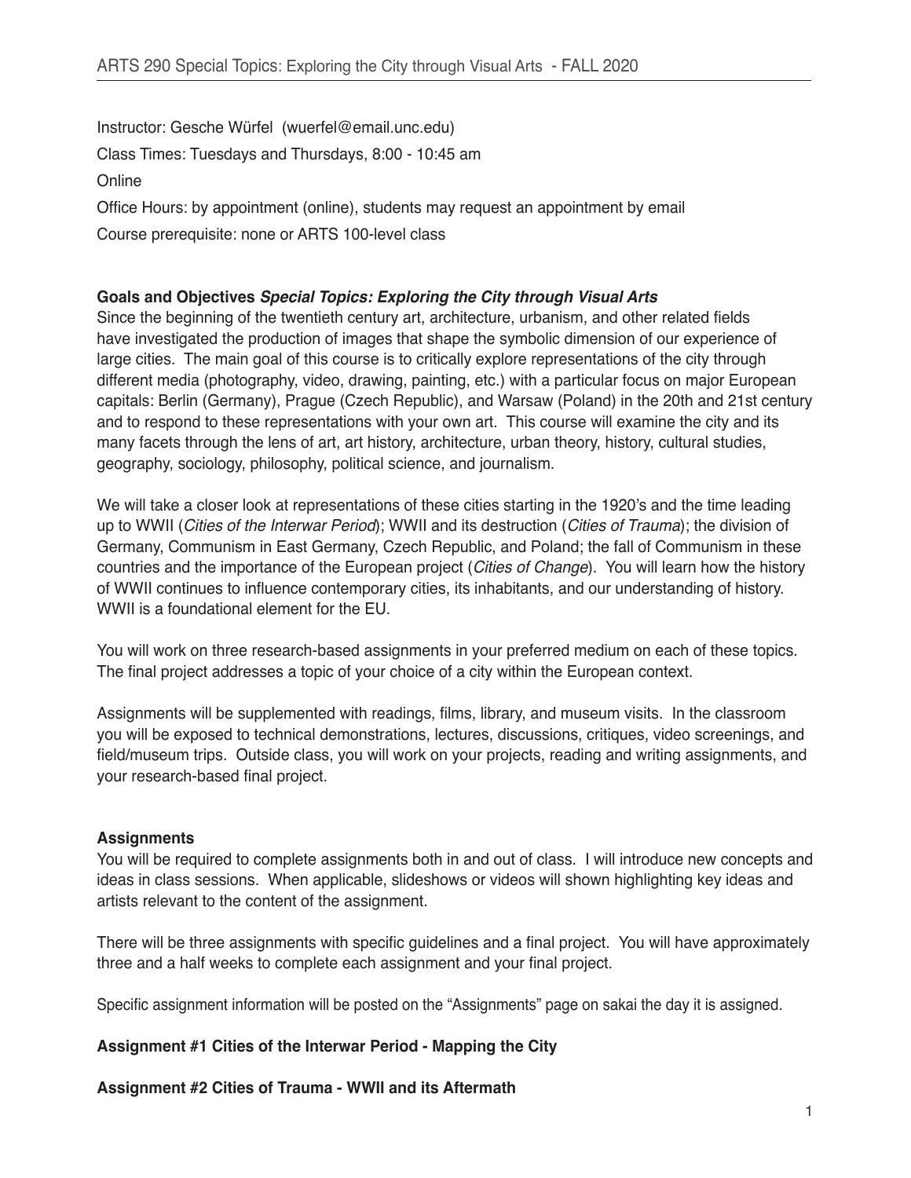# ARTS 290 Special Topics: Exploring the City through Visual Arts - FALL 2020

Instructor: Gesche Würfel (wuerfel@email.unc.edu)

Class Times: Tuesdays and Thursdays, 8:00 - 10:45 am

Online

Office Hours: by appointment (online), students may request an appointment by email

Course prerequisite: none or ARTS 100-level class

**Goals and Objectives** ***Special Topics: Exploring the City through Visual Arts***

Since the beginning of the twentieth century art, architecture, urbanism, and other related fields have investigated the production of images that shape the symbolic dimension of our experience of large cities. The main goal of this course is to critically explore representations of the city through different media (photography, video, drawing, painting, etc.) with a particular focus on major European capitals: Berlin (Germany), Prague (Czech Republic), and Warsaw (Poland) in the 20th and 21st century and to respond to these representations with your own art. This course will examine the city and its many facets through the lens of art, art history, architecture, urban theory, history, cultural studies, geography, sociology, philosophy, political science, and journalism.

We will take a closer look at representations of these cities starting in the 1920's and the time leading up to WWII (*Cities of the Interwar Period*); WWII and its destruction (*Cities of Trauma*); the division of Germany, Communism in East Germany, Czech Republic, and Poland; the fall of Communism in these countries and the importance of the European project (*Cities of Change*). You will learn how the history of WWII continues to influence contemporary cities, its inhabitants, and our understanding of history. WWII is a foundational element for the EU.

You will work on three research-based assignments in your preferred medium on each of these topics. The final project addresses a topic of your choice of a city within the European context.

Assignments will be supplemented with readings, films, library, and museum visits. In the classroom you will be exposed to technical demonstrations, lectures, discussions, critiques, video screenings, and field/museum trips. Outside class, you will work on your projects, reading and writing assignments, and your research-based final project.

**Assignments**

You will be required to complete assignments both in and out of class. I will introduce new concepts and ideas in class sessions. When applicable, slideshows or videos will shown highlighting key ideas and artists relevant to the content of the assignment.

There will be three assignments with specific guidelines and a final project. You will have approximately three and a half weeks to complete each assignment and your final project.

Specific assignment information will be posted on the "Assignments" page on sakai the day it is assigned.

**Assignment #1 Cities of the Interwar Period - Mapping the City**

**Assignment #2 Cities of Trauma - WWII and its Aftermath**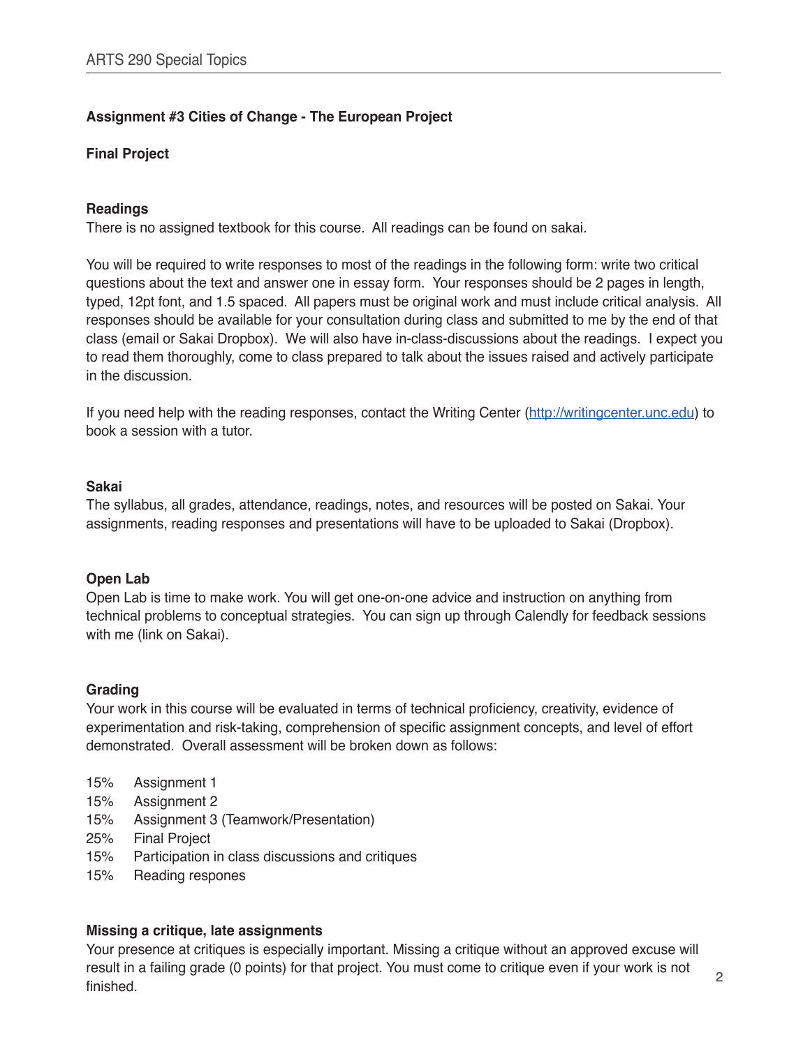**Assignment #3 Cities of Change - The European Project**

**Final Project**

**Readings**
There is no assigned textbook for this course. All readings can be found on sakai.

You will be required to write responses to most of the readings in the following form: write two critical questions about the text and answer one in essay form. Your responses should be 2 pages in length, typed, 12pt font, and 1.5 spaced. All papers must be original work and must include critical analysis. All responses should be available for your consultation during class and submitted to me by the end of that class (email or Sakai Dropbox). We will also have in-class-discussions about the readings. I expect you to read them thoroughly, come to class prepared to talk about the issues raised and actively participate in the discussion.

If you need help with the reading responses, contact the Writing Center ([http://writingcenter.unc.edu](http://writingcenter.unc.edu)) to book a session with a tutor.

**Sakai**
The syllabus, all grades, attendance, readings, notes, and resources will be posted on Sakai. Your assignments, reading responses and presentations will have to be uploaded to Sakai (Dropbox).

**Open Lab**
Open Lab is time to make work. You will get one-on-one advice and instruction on anything from technical problems to conceptual strategies. You can sign up through Calendly for feedback sessions with me (link on Sakai).

**Grading**
Your work in this course will be evaluated in terms of technical proficiency, creativity, evidence of experimentation and risk-taking, comprehension of specific assignment concepts, and level of effort demonstrated. Overall assessment will be broken down as follows:

15% Assignment 1
15% Assignment 2
15% Assignment 3 (Teamwork/Presentation)
25% Final Project
15% Participation in class discussions and critiques
15% Reading respones

**Missing a critique, late assignments**
Your presence at critiques is especially important. Missing a critique without an approved excuse will result in a failing grade (0 points) for that project. You must come to critique even if your work is not finished.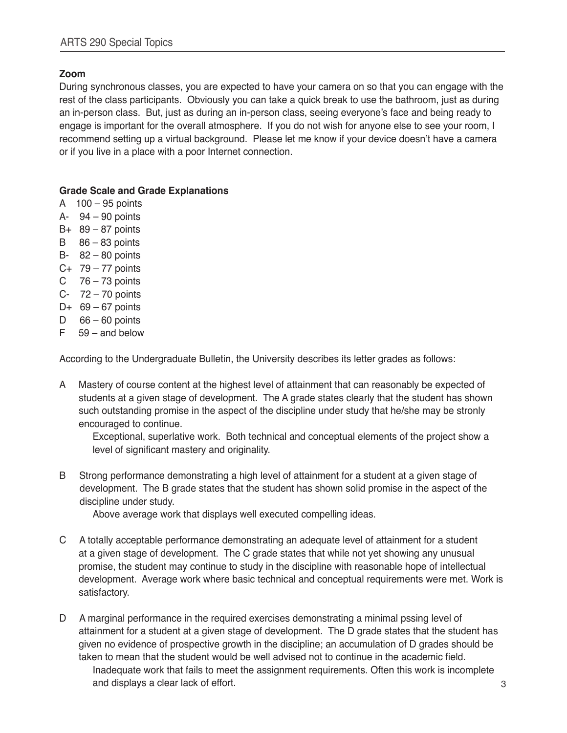**Zoom**

During synchronous classes, you are expected to have your camera on so that you can engage with the rest of the class participants. Obviously you can take a quick break to use the bathroom, just as during an in-person class. But, just as during an in-person class, seeing everyone's face and being ready to engage is important for the overall atmosphere. If you do not wish for anyone else to see your room, I recommend setting up a virtual background. Please let me know if your device doesn't have a camera or if you live in a place with a poor Internet connection.

**Grade Scale and Grade Explanations**

A 100 – 95 points
A- 94 – 90 points
B+ 89 – 87 points
B 86 – 83 points
B- 82 – 80 points
C+ 79 – 77 points
C 76 – 73 points
C- 72 – 70 points
D+ 69 – 67 points
D 66 – 60 points
F 59 – and below

According to the Undergraduate Bulletin, the University describes its letter grades as follows:

A Mastery of course content at the highest level of attainment that can reasonably be expected of students at a given stage of development. The A grade states clearly that the student has shown such outstanding promise in the aspect of the discipline under study that he/she may be stronly encouraged to continue.

Exceptional, superlative work. Both technical and conceptual elements of the project show a level of significant mastery and originality.

B Strong performance demonstrating a high level of attainment for a student at a given stage of development. The B grade states that the student has shown solid promise in the aspect of the discipline under study.

Above average work that displays well executed compelling ideas.

C A totally acceptable performance demonstrating an adequate level of attainment for a student at a given stage of development. The C grade states that while not yet showing any unusual promise, the student may continue to study in the discipline with reasonable hope of intellectual development. Average work where basic technical and conceptual requirements were met. Work is satisfactory.

D A marginal performance in the required exercises demonstrating a minimal pssing level of attainment for a student at a given stage of development. The D grade states that the student has given no evidence of prospective growth in the discipline; an accumulation of D grades should be taken to mean that the student would be well advised not to continue in the academic field.

Inadequate work that fails to meet the assignment requirements. Often this work is incomplete and displays a clear lack of effort.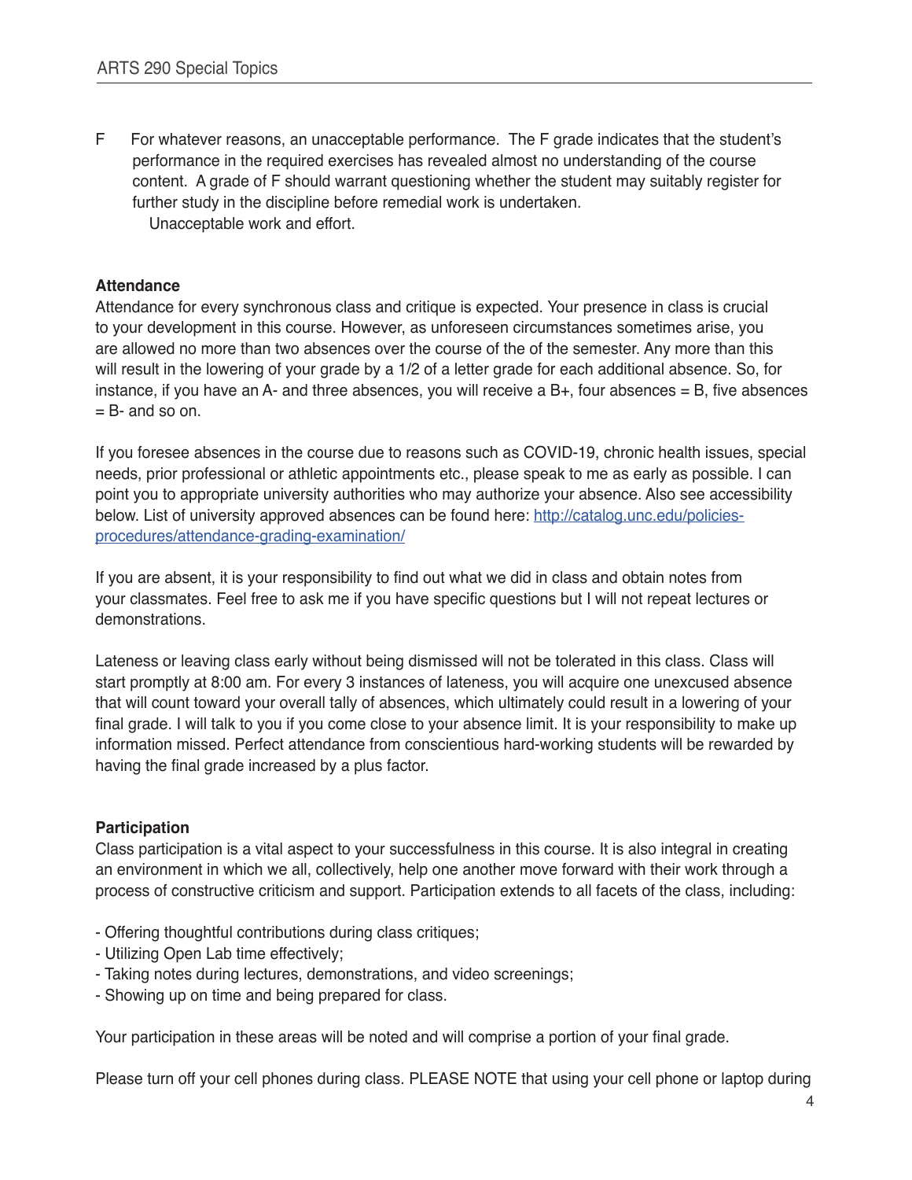F For whatever reasons, an unacceptable performance. The F grade indicates that the student's performance in the required exercises has revealed almost no understanding of the course content. A grade of F should warrant questioning whether the student may suitably register for further study in the discipline before remedial work is undertaken.
Unacceptable work and effort.

**Attendance**

Attendance for every synchronous class and critique is expected. Your presence in class is crucial to your development in this course. However, as unforeseen circumstances sometimes arise, you are allowed no more than two absences over the course of the of the semester. Any more than this will result in the lowering of your grade by a 1/2 of a letter grade for each additional absence. So, for instance, if you have an A- and three absences, you will receive a B+, four absences = B, five absences = B- and so on.

If you foresee absences in the course due to reasons such as COVID-19, chronic health issues, special needs, prior professional or athletic appointments etc., please speak to me as early as possible. I can point you to appropriate university authorities who may authorize your absence. Also see accessibility below. List of university approved absences can be found here: [http://catalog.unc.edu/policies-procedures/attendance-grading-examination/](http://catalog.unc.edu/policies-procedures/attendance-grading-examination/)

If you are absent, it is your responsibility to find out what we did in class and obtain notes from your classmates. Feel free to ask me if you have specific questions but I will not repeat lectures or demonstrations.

Lateness or leaving class early without being dismissed will not be tolerated in this class. Class will start promptly at 8:00 am. For every 3 instances of lateness, you will acquire one unexcused absence that will count toward your overall tally of absences, which ultimately could result in a lowering of your final grade. I will talk to you if you come close to your absence limit. It is your responsibility to make up information missed. Perfect attendance from conscientious hard-working students will be rewarded by having the final grade increased by a plus factor.

**Participation**

Class participation is a vital aspect to your successfulness in this course. It is also integral in creating an environment in which we all, collectively, help one another move forward with their work through a process of constructive criticism and support. Participation extends to all facets of the class, including:

- Offering thoughtful contributions during class critiques;
- Utilizing Open Lab time effectively;
- Taking notes during lectures, demonstrations, and video screenings;
- Showing up on time and being prepared for class.

Your participation in these areas will be noted and will comprise a portion of your final grade.

Please turn off your cell phones during class. PLEASE NOTE that using your cell phone or laptop during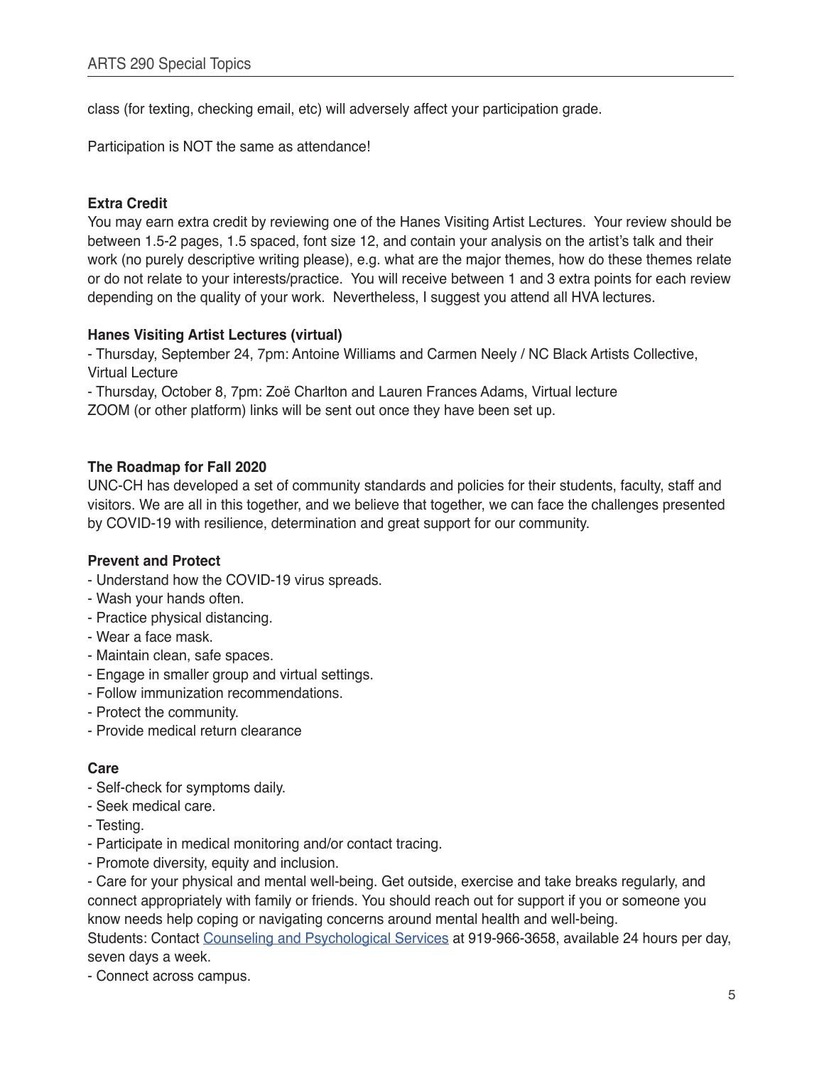class (for texting, checking email, etc) will adversely affect your participation grade.

Participation is NOT the same as attendance!

**Extra Credit**

You may earn extra credit by reviewing one of the Hanes Visiting Artist Lectures. Your review should be between 1.5-2 pages, 1.5 spaced, font size 12, and contain your analysis on the artist's talk and their work (no purely descriptive writing please), e.g. what are the major themes, how do these themes relate or do not relate to your interests/practice. You will receive between 1 and 3 extra points for each review depending on the quality of your work. Nevertheless, I suggest you attend all HVA lectures.

**Hanes Visiting Artist Lectures (virtual)**

- Thursday, September 24, 7pm: Antoine Williams and Carmen Neely / NC Black Artists Collective, Virtual Lecture
- Thursday, October 8, 7pm: Zoë Charlton and Lauren Frances Adams, Virtual lecture

ZOOM (or other platform) links will be sent out once they have been set up.

**The Roadmap for Fall 2020**

UNC-CH has developed a set of community standards and policies for their students, faculty, staff and visitors. We are all in this together, and we believe that together, we can face the challenges presented by COVID-19 with resilience, determination and great support for our community.

**Prevent and Protect**

- Understand how the COVID-19 virus spreads.
- Wash your hands often.
- Practice physical distancing.
- Wear a face mask.
- Maintain clean, safe spaces.
- Engage in smaller group and virtual settings.
- Follow immunization recommendations.
- Protect the community.
- Provide medical return clearance

**Care**

- Self-check for symptoms daily.
- Seek medical care.
- Testing.
- Participate in medical monitoring and/or contact tracing.
- Promote diversity, equity and inclusion.
- Care for your physical and mental well-being. Get outside, exercise and take breaks regularly, and connect appropriately with family or friends. You should reach out for support if you or someone you know needs help coping or navigating concerns around mental health and well-being.

Students: Contact Counseling and Psychological Services at 919-966-3658, available 24 hours per day, seven days a week.

- Connect across campus.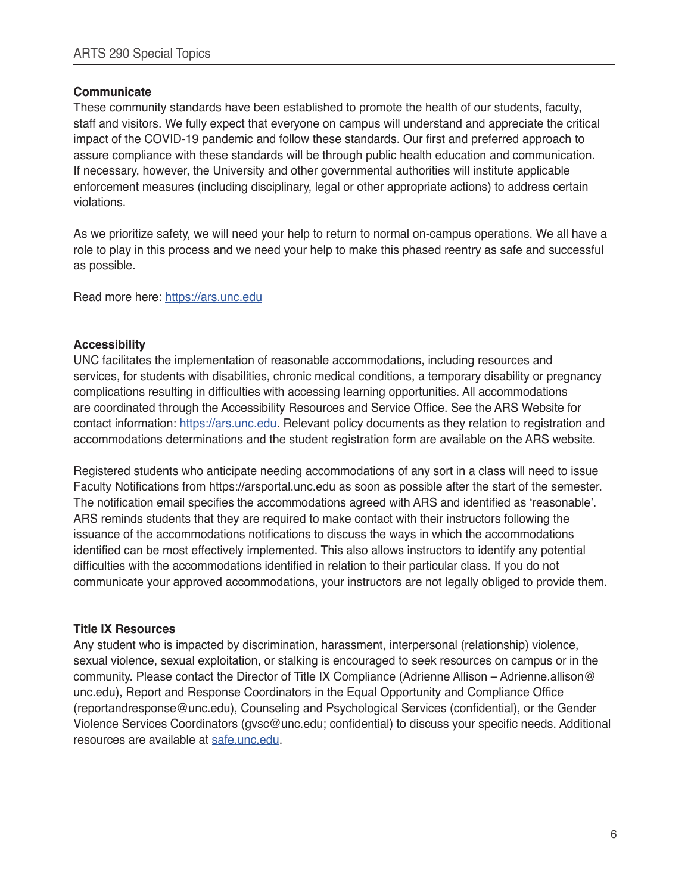**Communicate**

These community standards have been established to promote the health of our students, faculty, staff and visitors. We fully expect that everyone on campus will understand and appreciate the critical impact of the COVID-19 pandemic and follow these standards. Our first and preferred approach to assure compliance with these standards will be through public health education and communication. If necessary, however, the University and other governmental authorities will institute applicable enforcement measures (including disciplinary, legal or other appropriate actions) to address certain violations.

As we prioritize safety, we will need your help to return to normal on-campus operations. We all have a role to play in this process and we need your help to make this phased reentry as safe and successful as possible.

Read more here: https://ars.unc.edu

**Accessibility**

UNC facilitates the implementation of reasonable accommodations, including resources and services, for students with disabilities, chronic medical conditions, a temporary disability or pregnancy complications resulting in difficulties with accessing learning opportunities. All accommodations are coordinated through the Accessibility Resources and Service Office. See the ARS Website for contact information: https://ars.unc.edu. Relevant policy documents as they relation to registration and accommodations determinations and the student registration form are available on the ARS website.

Registered students who anticipate needing accommodations of any sort in a class will need to issue Faculty Notifications from https://arsportal.unc.edu as soon as possible after the start of the semester. The notification email specifies the accommodations agreed with ARS and identified as 'reasonable'. ARS reminds students that they are required to make contact with their instructors following the issuance of the accommodations notifications to discuss the ways in which the accommodations identified can be most effectively implemented. This also allows instructors to identify any potential difficulties with the accommodations identified in relation to their particular class. If you do not communicate your approved accommodations, your instructors are not legally obliged to provide them.

**Title IX Resources**

Any student who is impacted by discrimination, harassment, interpersonal (relationship) violence, sexual violence, sexual exploitation, or stalking is encouraged to seek resources on campus or in the community. Please contact the Director of Title IX Compliance (Adrienne Allison – Adrienne.allison@unc.edu), Report and Response Coordinators in the Equal Opportunity and Compliance Office (reportandresponse@unc.edu), Counseling and Psychological Services (confidential), or the Gender Violence Services Coordinators (gvsc@unc.edu; confidential) to discuss your specific needs. Additional resources are available at safe.unc.edu.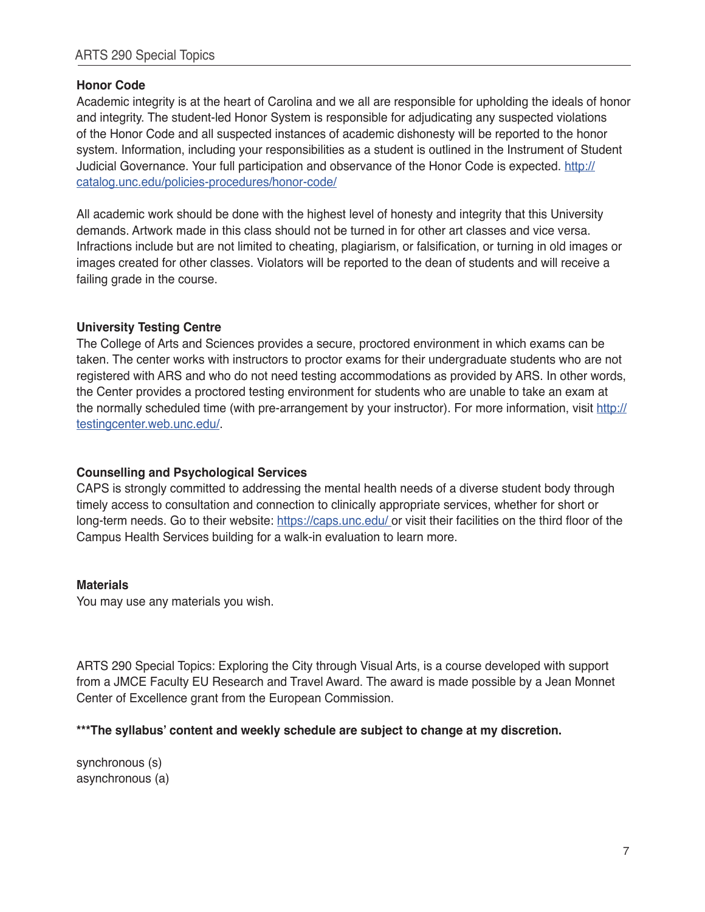**Honor Code**

Academic integrity is at the heart of Carolina and we all are responsible for upholding the ideals of honor and integrity. The student-led Honor System is responsible for adjudicating any suspected violations of the Honor Code and all suspected instances of academic dishonesty will be reported to the honor system. Information, including your responsibilities as a student is outlined in the Instrument of Student Judicial Governance. Your full participation and observance of the Honor Code is expected. [http://catalog.unc.edu/policies-procedures/honor-code/](http://catalog.unc.edu/policies-procedures/honor-code/)

All academic work should be done with the highest level of honesty and integrity that this University demands. Artwork made in this class should not be turned in for other art classes and vice versa. Infractions include but are not limited to cheating, plagiarism, or falsification, or turning in old images or images created for other classes. Violators will be reported to the dean of students and will receive a failing grade in the course.

**University Testing Centre**

The College of Arts and Sciences provides a secure, proctored environment in which exams can be taken. The center works with instructors to proctor exams for their undergraduate students who are not registered with ARS and who do not need testing accommodations as provided by ARS. In other words, the Center provides a proctored testing environment for students who are unable to take an exam at the normally scheduled time (with pre-arrangement by your instructor). For more information, visit [http://testingcenter.web.unc.edu/](http://testingcenter.web.unc.edu/).

**Counselling and Psychological Services**

CAPS is strongly committed to addressing the mental health needs of a diverse student body through timely access to consultation and connection to clinically appropriate services, whether for short or long-term needs. Go to their website: [https://caps.unc.edu/](https://caps.unc.edu/) or visit their facilities on the third floor of the Campus Health Services building for a walk-in evaluation to learn more.

**Materials**

You may use any materials you wish.

ARTS 290 Special Topics: Exploring the City through Visual Arts, is a course developed with support from a JMCE Faculty EU Research and Travel Award. The award is made possible by a Jean Monnet Center of Excellence grant from the European Commission.

**\*\*\*The syllabus' content and weekly schedule are subject to change at my discretion.**

synchronous (s)
asynchronous (a)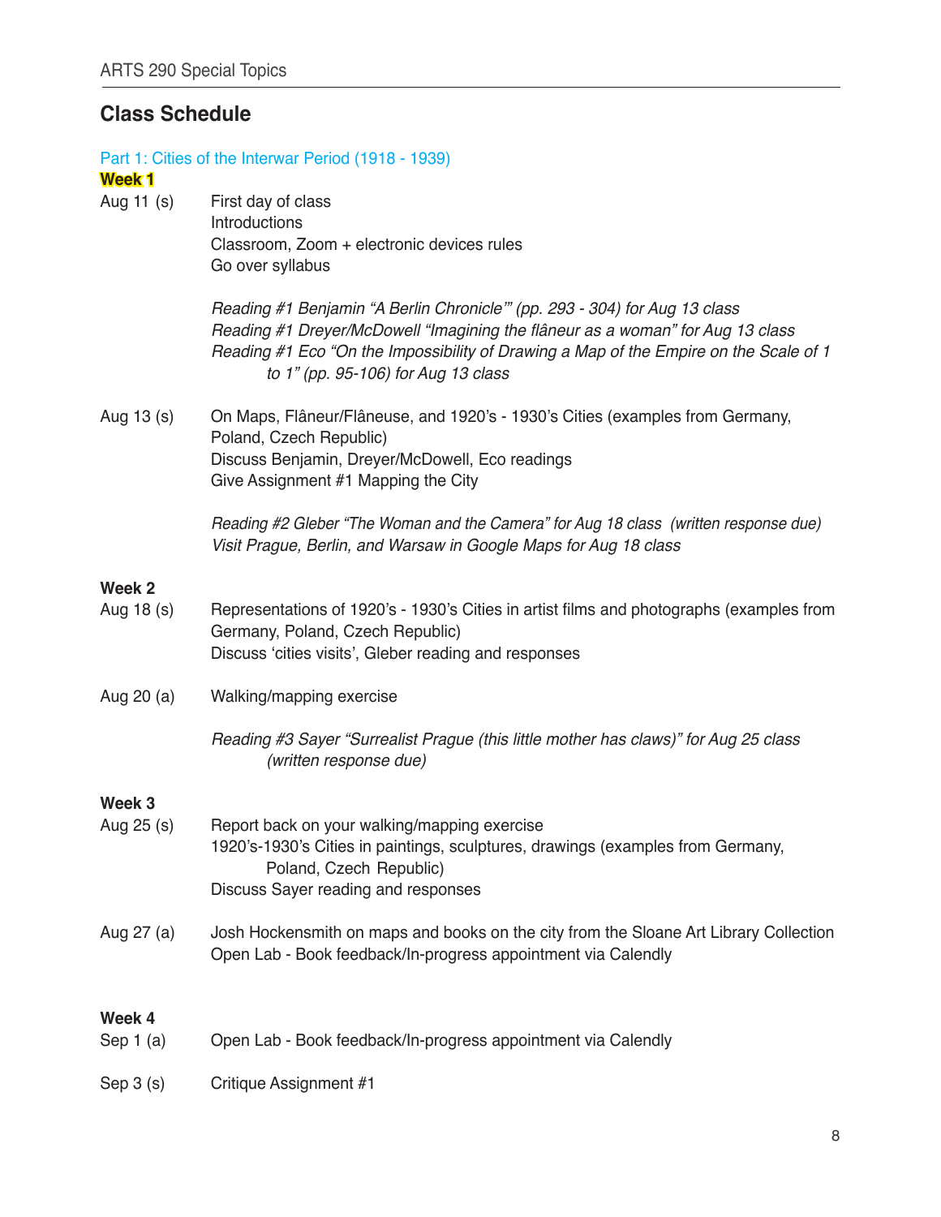## Class Schedule

### Part 1: Cities of the Interwar Period (1918 - 1939)

**Week 1**

**Aug 11 (s)**

First day of class
Introductions
Classroom, Zoom + electronic devices rules
Go over syllabus

*Reading #1 Benjamin “A Berlin Chronicle’” (pp. 293 - 304) for Aug 13 class*
*Reading #1 Dreyer/McDowell “Imagining the flâneur as a woman” for Aug 13 class*
*Reading #1 Eco “On the Impossibility of Drawing a Map of the Empire on the Scale of 1 to 1” (pp. 95-106) for Aug 13 class*

**Aug 13 (s)**

On Maps, Flâneur/Flâneuse, and 1920’s - 1930’s Cities (examples from Germany, Poland, Czech Republic)
Discuss Benjamin, Dreyer/McDowell, Eco readings
Give Assignment #1 Mapping the City

*Reading #2 Gleber “The Woman and the Camera” for Aug 18 class (written response due)*
*Visit Prague, Berlin, and Warsaw in Google Maps for Aug 18 class*

**Week 2**

**Aug 18 (s)**

Representations of 1920’s - 1930’s Cities in artist films and photographs (examples from Germany, Poland, Czech Republic)
Discuss ‘cities visits’, Gleber reading and responses

**Aug 20 (a)**

Walking/mapping exercise

*Reading #3 Sayer “Surrealist Prague (this little mother has claws)” for Aug 25 class (written response due)*

**Week 3**

**Aug 25 (s)**

Report back on your walking/mapping exercise
1920’s-1930’s Cities in paintings, sculptures, drawings (examples from Germany, Poland, Czech Republic)
Discuss Sayer reading and responses

**Aug 27 (a)**

Josh Hockensmith on maps and books on the city from the Sloane Art Library Collection
Open Lab - Book feedback/In-progress appointment via Calendly

**Week 4**

**Sep 1 (a)**

Open Lab - Book feedback/In-progress appointment via Calendly

**Sep 3 (s)**

Critique Assignment #1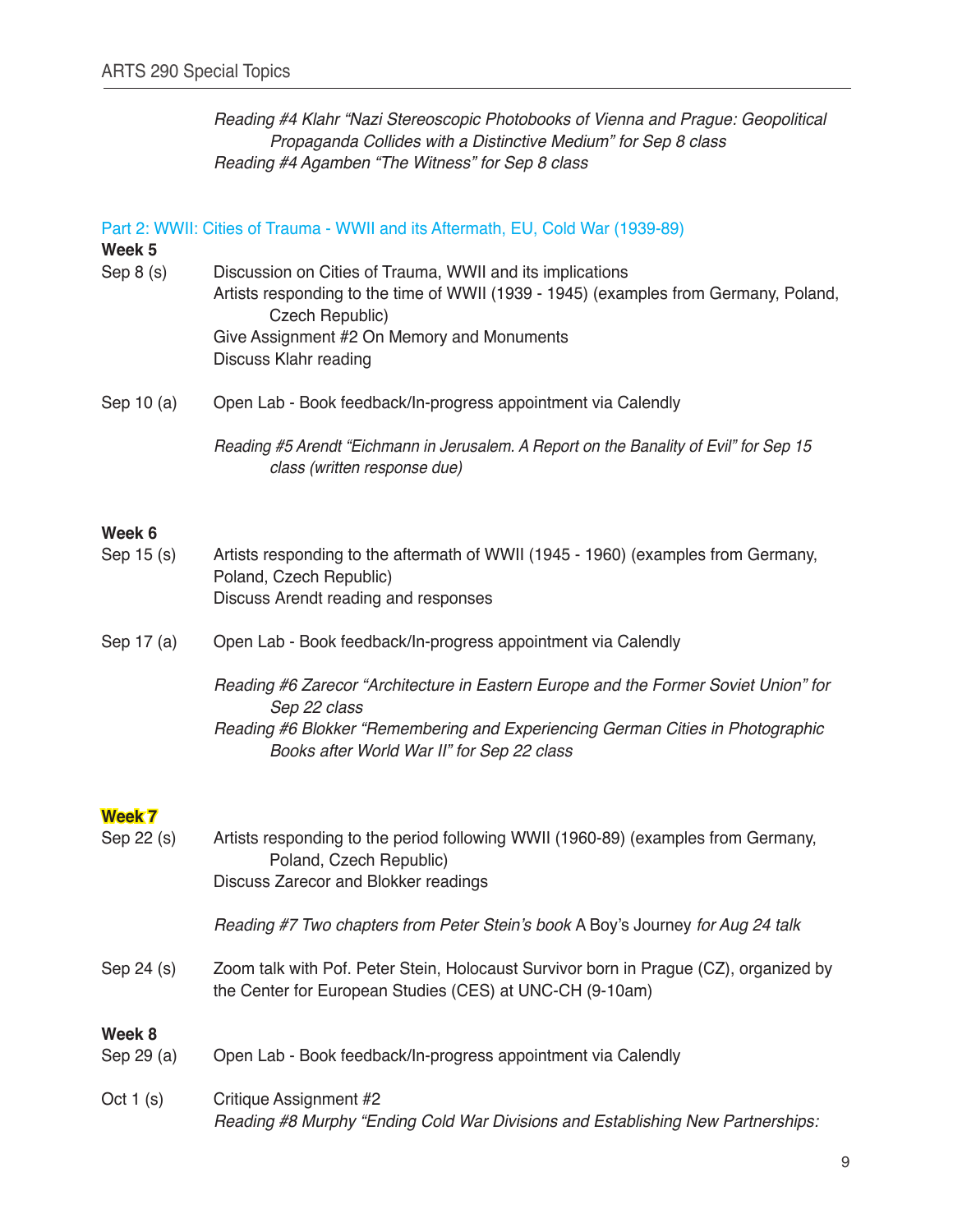*Reading #4 Klahr "Nazi Stereoscopic Photobooks of Vienna and Prague: Geopolitical Propaganda Collides with a Distinctive Medium" for Sep 8 class*
*Reading #4 Agamben "The Witness" for Sep 8 class*

## Part 2: WWII: Cities of Trauma - WWII and its Aftermath, EU, Cold War (1939-89)

**Week 5**

Sep 8 (s) — Discussion on Cities of Trauma, WWII and its implications
Artists responding to the time of WWII (1939 - 1945) (examples from Germany, Poland, Czech Republic)
Give Assignment #2 On Memory and Monuments
Discuss Klahr reading

Sep 10 (a) — Open Lab - Book feedback/In-progress appointment via Calendly

*Reading #5 Arendt "Eichmann in Jerusalem. A Report on the Banality of Evil" for Sep 15 class (written response due)*

**Week 6**

Sep 15 (s) — Artists responding to the aftermath of WWII (1945 - 1960) (examples from Germany, Poland, Czech Republic)
Discuss Arendt reading and responses

Sep 17 (a) — Open Lab - Book feedback/In-progress appointment via Calendly

*Reading #6 Zarecor "Architecture in Eastern Europe and the Former Soviet Union" for Sep 22 class*
*Reading #6 Blokker "Remembering and Experiencing German Cities in Photographic Books after World War II" for Sep 22 class*

**Week 7**

Sep 22 (s) — Artists responding to the period following WWII (1960-89) (examples from Germany, Poland, Czech Republic)
Discuss Zarecor and Blokker readings

*Reading #7 Two chapters from Peter Stein's book* A Boy's Journey *for Aug 24 talk*

Sep 24 (s) — Zoom talk with Pof. Peter Stein, Holocaust Survivor born in Prague (CZ), organized by the Center for European Studies (CES) at UNC-CH (9-10am)

**Week 8**

Sep 29 (a) — Open Lab - Book feedback/In-progress appointment via Calendly

Oct 1 (s) — Critique Assignment #2
*Reading #8 Murphy "Ending Cold War Divisions and Establishing New Partnerships:*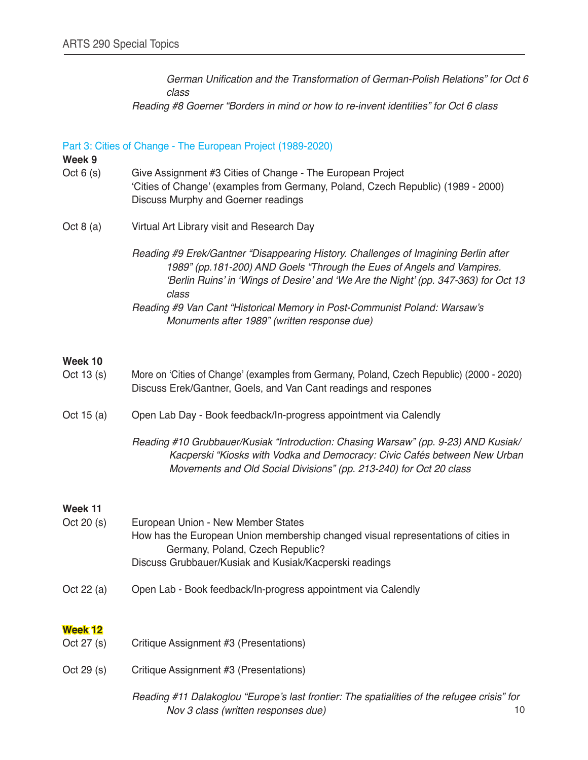*German Unification and the Transformation of German-Polish Relations" for Oct 6 class*

*Reading #8 Goerner "Borders in mind or how to re-invent identities" for Oct 6 class*

## Part 3: Cities of Change - The European Project (1989-2020)

**Week 9**

Oct 6 (s) Give Assignment #3 Cities of Change - The European Project
'Cities of Change' (examples from Germany, Poland, Czech Republic) (1989 - 2000)
Discuss Murphy and Goerner readings

Oct 8 (a) Virtual Art Library visit and Research Day

*Reading #9 Erek/Gantner "Disappearing History. Challenges of Imagining Berlin after 1989" (pp.181-200) AND Goels "Through the Eues of Angels and Vampires. 'Berlin Ruins' in 'Wings of Desire' and 'We Are the Night' (pp. 347-363) for Oct 13 class*

*Reading #9 Van Cant "Historical Memory in Post-Communist Poland: Warsaw's Monuments after 1989" (written response due)*

**Week 10**

Oct 13 (s) More on 'Cities of Change' (examples from Germany, Poland, Czech Republic) (2000 - 2020)
Discuss Erek/Gantner, Goels, and Van Cant readings and respones

Oct 15 (a) Open Lab Day - Book feedback/In-progress appointment via Calendly

*Reading #10 Grubbauer/Kusiak "Introduction: Chasing Warsaw" (pp. 9-23) AND Kusiak/Kacperski "Kiosks with Vodka and Democracy: Civic Cafés between New Urban Movements and Old Social Divisions" (pp. 213-240) for Oct 20 class*

**Week 11**

Oct 20 (s) European Union - New Member States
How has the European Union membership changed visual representations of cities in Germany, Poland, Czech Republic?
Discuss Grubbauer/Kusiak and Kusiak/Kacperski readings

Oct 22 (a) Open Lab - Book feedback/In-progress appointment via Calendly

**Week 12**

Oct 27 (s) Critique Assignment #3 (Presentations)

Oct 29 (s) Critique Assignment #3 (Presentations)

*Reading #11 Dalakoglou "Europe's last frontier: The spatialities of the refugee crisis" for Nov 3 class (written responses due)*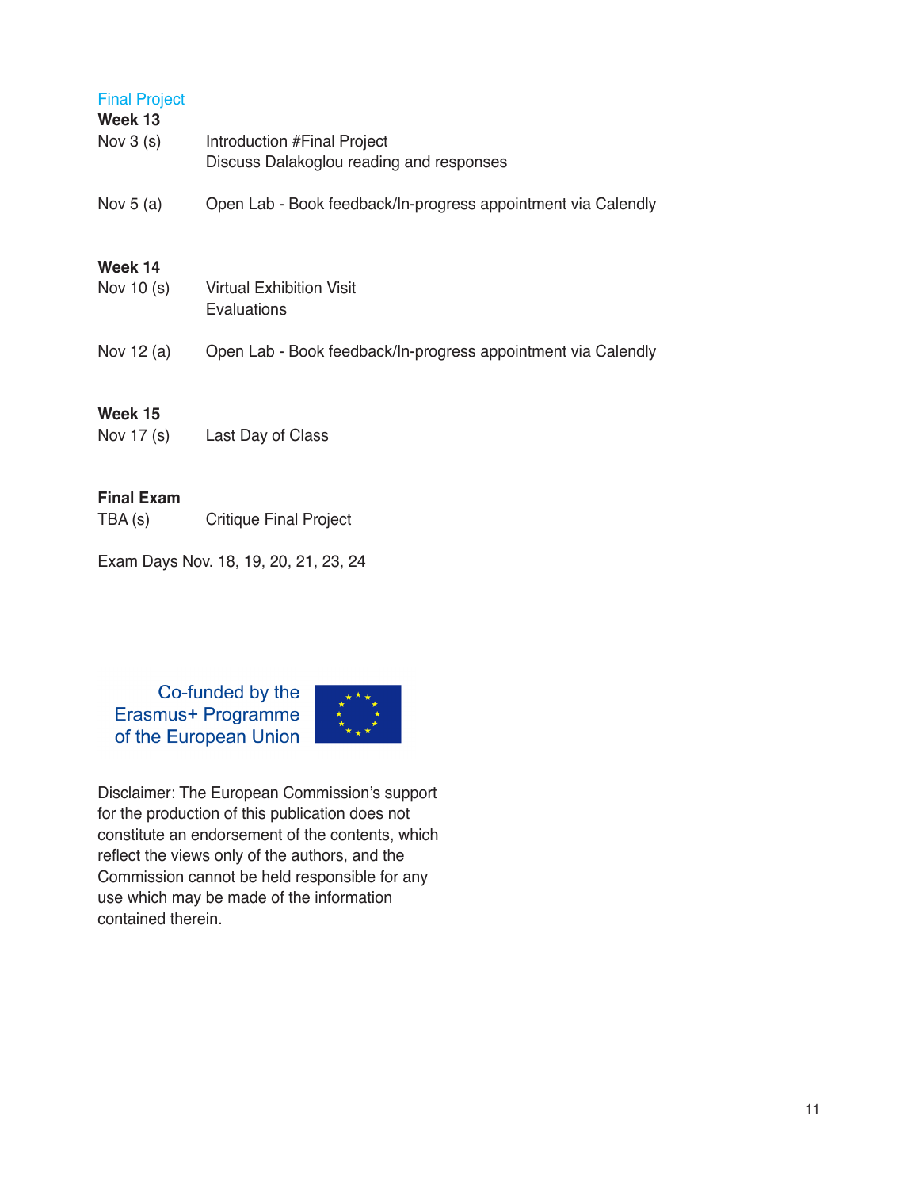## Final Project

**Week 13**

Nov 3 (s) Introduction #Final Project
Discuss Dalakoglou reading and responses

Nov 5 (a) Open Lab - Book feedback/In-progress appointment via Calendly

**Week 14**

Nov 10 (s) Virtual Exhibition Visit
Evaluations

Nov 12 (a) Open Lab - Book feedback/In-progress appointment via Calendly

**Week 15**

Nov 17 (s) Last Day of Class

**Final Exam**

TBA (s) Critique Final Project

Exam Days Nov. 18, 19, 20, 21, 23, 24

Co-funded by the Erasmus+ Programme of the European Union

Disclaimer: The European Commission's support for the production of this publication does not constitute an endorsement of the contents, which reflect the views only of the authors, and the Commission cannot be held responsible for any use which may be made of the information contained therein.